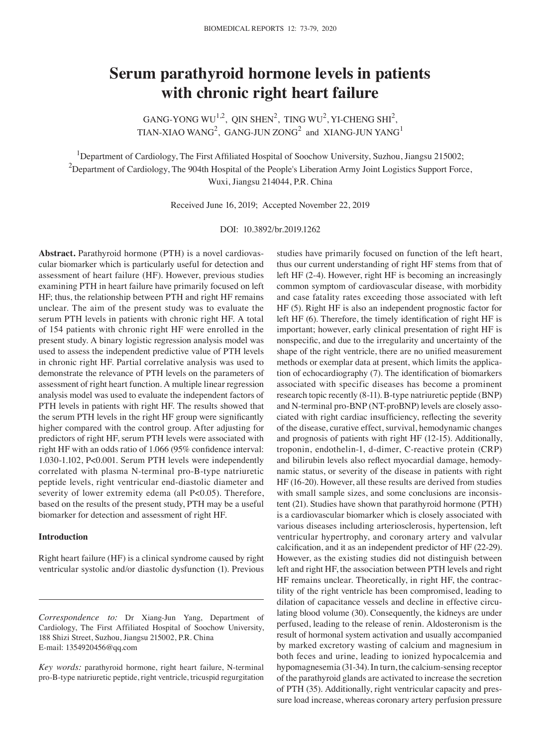# Serum parathyroid hormone levels in patients with chronic right heart failure

GANG-YONG WU[1,2], QIN SHEN[2], TING WU[2], YI-CHENG SHI[2], TIAN-XIAO WANG[2], GANG-JUN ZONG[2] and XIANG-JUN YANG[1]

[1]Department of Cardiology, The First Affiliated Hospital of Soochow University, Suzhou, Jiangsu 215002; [2]Department of Cardiology, The 904th Hospital of the People's Liberation Army Joint Logistics Support Force, Wuxi, Jiangsu 214044, P.R. China

Received June 16, 2019; Accepted November 22, 2019

DOI: 10.3892/br.2019.1262

**Abstract.** Parathyroid hormone (PTH) is a novel cardiovascular biomarker which is particularly useful for detection and assessment of heart failure (HF). However, previous studies examining PTH in heart failure have primarily focused on left HF; thus, the relationship between PTH and right HF remains unclear. The aim of the present study was to evaluate the serum PTH levels in patients with chronic right HF. A total of 154 patients with chronic right HF were enrolled in the present study. A binary logistic regression analysis model was used to assess the independent predictive value of PTH levels in chronic right HF. Partial correlative analysis was used to demonstrate the relevance of PTH levels on the parameters of assessment of right heart function. A multiple linear regression analysis model was used to evaluate the independent factors of PTH levels in patients with right HF. The results showed that the serum PTH levels in the right HF group were significantly higher compared with the control group. After adjusting for predictors of right HF, serum PTH levels were associated with right HF with an odds ratio of 1.066 (95% confidence interval: 1.030-1.102, $P<0.001$. Serum PTH levels were independently correlated with plasma N-terminal pro-B-type natriuretic peptide levels, right ventricular end-diastolic diameter and severity of lower extremity edema (all $P<0.05$). Therefore, based on the results of the present study, PTH may be a useful biomarker for detection and assessment of right HF.

## Introduction

Right heart failure (HF) is a clinical syndrome caused by right ventricular systolic and/or diastolic dysfunction (1). Previous studies have primarily focused on function of the left heart, thus our current understanding of right HF stems from that of left HF (2-4). However, right HF is becoming an increasingly common symptom of cardiovascular disease, with morbidity and case fatality rates exceeding those associated with left HF (5). Right HF is also an independent prognostic factor for left HF (6). Therefore, the timely identification of right HF is important; however, early clinical presentation of right HF is nonspecific, and due to the irregularity and uncertainty of the shape of the right ventricle, there are no unified measurement methods or exemplar data at present, which limits the application of echocardiography (7). The identification of biomarkers associated with specific diseases has become a prominent research topic recently (8-11). B-type natriuretic peptide (BNP) and N-terminal pro-BNP (NT-proBNP) levels are closely associated with right cardiac insufficiency, reflecting the severity of the disease, curative effect, survival, hemodynamic changes and prognosis of patients with right HF (12-15). Additionally, troponin, endothelin-1, d-dimer, C-reactive protein (CRP) and bilirubin levels also reflect myocardial damage, hemodynamic status, or severity of the disease in patients with right HF (16-20). However, all these results are derived from studies with small sample sizes, and some conclusions are inconsistent (21). Studies have shown that parathyroid hormone (PTH) is a cardiovascular biomarker which is closely associated with various diseases including arteriosclerosis, hypertension, left ventricular hypertrophy, and coronary artery and valvular calcification, and it as an independent predictor of HF (22-29). However, as the existing studies did not distinguish between left and right HF, the association between PTH levels and right HF remains unclear. Theoretically, in right HF, the contractility of the right ventricle has been compromised, leading to dilation of capacitance vessels and decline in effective circulating blood volume (30). Consequently, the kidneys are under perfused, leading to the release of renin. Aldosteronism is the result of hormonal system activation and usually accompanied by marked excretory wasting of calcium and magnesium in both feces and urine, leading to ionized hypocalcemia and hypomagnesemia (31-34). In turn, the calcium-sensing receptor of the parathyroid glands are activated to increase the secretion of PTH (35). Additionally, right ventricular capacity and pressure load increase, whereas coronary artery perfusion pressure

*Correspondence to:* Dr Xiang-Jun Yang, Department of Cardiology, The First Affiliated Hospital of Soochow University, 188 Shizi Street, Suzhou, Jiangsu 215002, P.R. China
E-mail: 1354920456@qq.com

*Key words:* parathyroid hormone, right heart failure, N-terminal pro-B-type natriuretic peptide, right ventricle, tricuspid regurgitation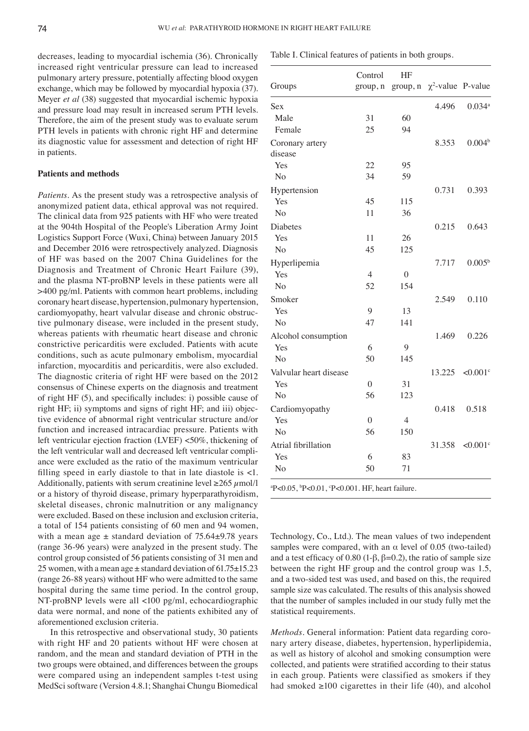decreases, leading to myocardial ischemia (36). Chronically increased right ventricular pressure can lead to increased pulmonary artery pressure, potentially affecting blood oxygen exchange, which may be followed by myocardial hypoxia (37). Meyer *et al* (38) suggested that myocardial ischemic hypoxia and pressure load may result in increased serum PTH levels. Therefore, the aim of the present study was to evaluate serum PTH levels in patients with chronic right HF and determine its diagnostic value for assessment and detection of right HF in patients.

## Patients and methods

*Patients.* As the present study was a retrospective analysis of anonymized patient data, ethical approval was not required. The clinical data from 925 patients with HF who were treated at the 904th Hospital of the People's Liberation Army Joint Logistics Support Force (Wuxi, China) between January 2015 and December 2016 were retrospectively analyzed. Diagnosis of HF was based on the 2007 China Guidelines for the Diagnosis and Treatment of Chronic Heart Failure (39), and the plasma NT-proBNP levels in these patients were all >400 pg/ml. Patients with common heart problems, including coronary heart disease, hypertension, pulmonary hypertension, cardiomyopathy, heart valvular disease and chronic obstructive pulmonary disease, were included in the present study, whereas patients with rheumatic heart disease and chronic constrictive pericarditis were excluded. Patients with acute conditions, such as acute pulmonary embolism, myocardial infarction, myocarditis and pericarditis, were also excluded. The diagnostic criteria of right HF were based on the 2012 consensus of Chinese experts on the diagnosis and treatment of right HF (5), and specifically includes: i) possible cause of right HF; ii) symptoms and signs of right HF; and iii) objective evidence of abnormal right ventricular structure and/or function and increased intracardiac pressure. Patients with left ventricular ejection fraction (LVEF) <50%, thickening of the left ventricular wall and decreased left ventricular compliance were excluded as the ratio of the maximum ventricular filling speed in early diastole to that in late diastole is <1. Additionally, patients with serum creatinine level ≥265 $\mu$mol/l or a history of thyroid disease, primary hyperparathyroidism, skeletal diseases, chronic malnutrition or any malignancy were excluded. Based on these inclusion and exclusion criteria, a total of 154 patients consisting of 60 men and 94 women, with a mean age ± standard deviation of 75.64±9.78 years (range 36-96 years) were analyzed in the present study. The control group consisted of 56 patients consisting of 31 men and 25 women, with a mean age ± standard deviation of 61.75±15.23 (range 26-88 years) without HF who were admitted to the same hospital during the same time period. In the control group, NT-proBNP levels were all <100 pg/ml, echocardiographic data were normal, and none of the patients exhibited any of aforementioned exclusion criteria.

In this retrospective and observational study, 30 patients with right HF and 20 patients without HF were chosen at random, and the mean and standard deviation of PTH in the two groups were obtained, and differences between the groups were compared using an independent samples t-test using MedSci software (Version 4.8.1; Shanghai Chungu Biomedical Technology, Co., Ltd.). The mean values of two independent samples were compared, with an $\alpha$ level of 0.05 (two-tailed) and a test efficacy of 0.80 (1-$\beta$, $\beta$=0.2), the ratio of sample size between the right HF group and the control group was 1.5, and a two-sided test was used, and based on this, the required sample size was calculated. The results of this analysis showed that the number of samples included in our study fully met the statistical requirements.

*Methods.* General information: Patient data regarding coronary artery disease, diabetes, hypertension, hyperlipidemia, as well as history of alcohol and smoking consumption were collected, and patients were stratified according to their status in each group. Patients were classified as smokers if they had smoked ≥100 cigarettes in their life (40), and alcohol

Table I. Clinical features of patients in both groups.

| Groups | Control group, n | HF group, n | $\chi^2$-value | P-value |
|---|---|---|---|---|
| Sex | | | 4.496 | 0.034[a] |
| Male | 31 | 60 | | |
| Female | 25 | 94 | | |
| Coronary artery disease | | | 8.353 | 0.004[b] |
| Yes | 22 | 95 | | |
| No | 34 | 59 | | |
| Hypertension | | | 0.731 | 0.393 |
| Yes | 45 | 115 | | |
| No | 11 | 36 | | |
| Diabetes | | | 0.215 | 0.643 |
| Yes | 11 | 26 | | |
| No | 45 | 125 | | |
| Hyperlipemia | | | 7.717 | 0.005[b] |
| Yes | 4 | 0 | | |
| No | 52 | 154 | | |
| Smoker | | | 2.549 | 0.110 |
| Yes | 9 | 13 | | |
| No | 47 | 141 | | |
| Alcohol consumption | | | 1.469 | 0.226 |
| Yes | 6 | 9 | | |
| No | 50 | 145 | | |
| Valvular heart disease | | | 13.225 | <0.001[c] |
| Yes | 0 | 31 | | |
| No | 56 | 123 | | |
| Cardiomyopathy | | | 0.418 | 0.518 |
| Yes | 0 | 4 | | |
| No | 56 | 150 | | |
| Atrial fibrillation | | | 31.358 | <0.001[c] |
| Yes | 6 | 83 | | |
| No | 50 | 71 | | |

[a]P<0.05, [b]P<0.01, [c]P<0.001. HF, heart failure.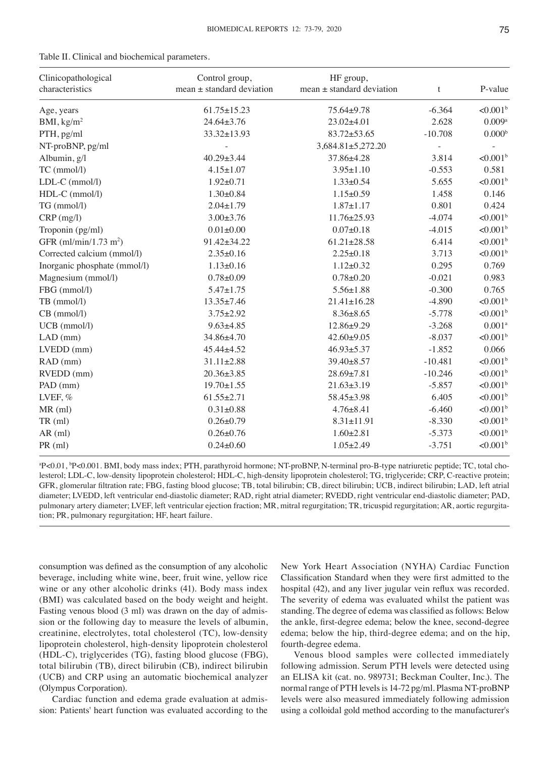Table II. Clinical and biochemical parameters.

| Clinicopathological characteristics | Control group, mean ± standard deviation | HF group, mean ± standard deviation | t | P-value |
|---|---|---|---|---|
| Age, years | 61.75±15.23 | 75.64±9.78 | -6.364 | <0.001[b] |
| BMI, kg/m$^2$ | 24.64±3.76 | 23.02±4.01 | 2.628 | 0.009[a] |
| PTH, pg/ml | 33.32±13.93 | 83.72±53.65 | -10.708 | 0.000[b] |
| NT-proBNP, pg/ml | - | 3,684.81±5,272.20 | - | - |
| Albumin, g/l | 40.29±3.44 | 37.86±4.28 | 3.814 | <0.001[b] |
| TC (mmol/l) | 4.15±1.07 | 3.95±1.10 | -0.553 | 0.581 |
| LDL-C (mmol/l) | 1.92±0.71 | 1.33±0.54 | 5.655 | <0.001[b] |
| HDL-C (mmol/l) | 1.30±0.84 | 1.15±0.59 | 1.458 | 0.146 |
| TG (mmol/l) | 2.04±1.79 | 1.87±1.17 | 0.801 | 0.424 |
| CRP (mg/l) | 3.00±3.76 | 11.76±25.93 | -4.074 | <0.001[b] |
| Troponin (pg/ml) | 0.01±0.00 | 0.07±0.18 | -4.015 | <0.001[b] |
| GFR (ml/min/1.73 m$^2$) | 91.42±34.22 | 61.21±28.58 | 6.414 | <0.001[b] |
| Corrected calcium (mmol/l) | 2.35±0.16 | 2.25±0.18 | 3.713 | <0.001[b] |
| Inorganic phosphate (mmol/l) | 1.13±0.16 | 1.12±0.32 | 0.295 | 0.769 |
| Magnesium (mmol/l) | 0.78±0.09 | 0.78±0.20 | -0.021 | 0.983 |
| FBG (mmol/l) | 5.47±1.75 | 5.56±1.88 | -0.300 | 0.765 |
| TB (mmol/l) | 13.35±7.46 | 21.41±16.28 | -4.890 | <0.001[b] |
| CB (mmol/l) | 3.75±2.92 | 8.36±8.65 | -5.778 | <0.001[b] |
| UCB (mmol/l) | 9.63±4.85 | 12.86±9.29 | -3.268 | 0.001[a] |
| LAD (mm) | 34.86±4.70 | 42.60±9.05 | -8.037 | <0.001[b] |
| LVEDD (mm) | 45.44±4.52 | 46.93±5.37 | -1.852 | 0.066 |
| RAD (mm) | 31.11±2.88 | 39.40±8.57 | -10.481 | <0.001[b] |
| RVEDD (mm) | 20.36±3.85 | 28.69±7.81 | -10.246 | <0.001[b] |
| PAD (mm) | 19.70±1.55 | 21.63±3.19 | -5.857 | <0.001[b] |
| LVEF, % | 61.55±2.71 | 58.45±3.98 | 6.405 | <0.001[b] |
| MR (ml) | 0.31±0.88 | 4.76±8.41 | -6.460 | <0.001[b] |
| TR (ml) | 0.26±0.79 | 8.31±11.91 | -8.330 | <0.001[b] |
| AR (ml) | 0.26±0.76 | 1.60±2.81 | -5.373 | <0.001[b] |
| PR (ml) | 0.24±0.60 | 1.05±2.49 | -3.751 | <0.001[b] |

[a]P<0.01, [b]P<0.001. BMI, body mass index; PTH, parathyroid hormone; NT-proBNP, N-terminal pro-B-type natriuretic peptide; TC, total cholesterol; LDL-C, low-density lipoprotein cholesterol; HDL-C, high-density lipoprotein cholesterol; TG, triglyceride; CRP, C-reactive protein; GFR, glomerular filtration rate; FBG, fasting blood glucose; TB, total bilirubin; CB, direct bilirubin; UCB, indirect bilirubin; LAD, left atrial diameter; LVEDD, left ventricular end-diastolic diameter; RAD, right atrial diameter; RVEDD, right ventricular end-diastolic diameter; PAD, pulmonary artery diameter; LVEF, left ventricular ejection fraction; MR, mitral regurgitation; TR, tricuspid regurgitation; AR, aortic regurgitation; PR, pulmonary regurgitation; HF, heart failure.

consumption was defined as the consumption of any alcoholic beverage, including white wine, beer, fruit wine, yellow rice wine or any other alcoholic drinks (41). Body mass index (BMI) was calculated based on the body weight and height. Fasting venous blood (3 ml) was drawn on the day of admission or the following day to measure the levels of albumin, creatinine, electrolytes, total cholesterol (TC), low-density lipoprotein cholesterol, high-density lipoprotein cholesterol (HDL-C), triglycerides (TG), fasting blood glucose (FBG), total bilirubin (TB), direct bilirubin (CB), indirect bilirubin (UCB) and CRP using an automatic biochemical analyzer (Olympus Corporation).

Cardiac function and edema grade evaluation at admission: Patients' heart function was evaluated according to the New York Heart Association (NYHA) Cardiac Function Classification Standard when they were first admitted to the hospital (42), and any liver jugular vein reflux was recorded. The severity of edema was evaluated whilst the patient was standing. The degree of edema was classified as follows: Below the ankle, first-degree edema; below the knee, second-degree edema; below the hip, third-degree edema; and on the hip, fourth-degree edema.

Venous blood samples were collected immediately following admission. Serum PTH levels were detected using an ELISA kit (cat. no. 989731; Beckman Coulter, Inc.). The normal range of PTH levels is 14-72 pg/ml. Plasma NT-proBNP levels were also measured immediately following admission using a colloidal gold method according to the manufacturer's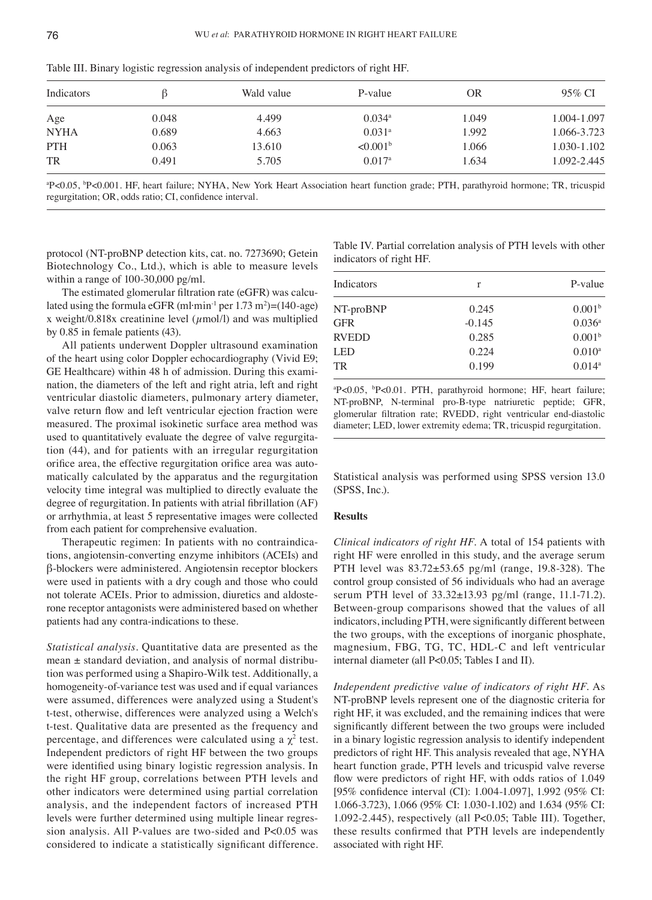Table III. Binary logistic regression analysis of independent predictors of right HF.

| Indicators | β | Wald value | P-value | OR | 95% CI |
|---|---|---|---|---|---|
| Age | 0.048 | 4.499 | 0.034[a] | 1.049 | 1.004-1.097 |
| NYHA | 0.689 | 4.663 | 0.031[a] | 1.992 | 1.066-3.723 |
| PTH | 0.063 | 13.610 | <0.001[b] | 1.066 | 1.030-1.102 |
| TR | 0.491 | 5.705 | 0.017[a] | 1.634 | 1.092-2.445 |

[a]P<0.05, [b]P<0.001. HF, heart failure; NYHA, New York Association heart function grade; PTH, parathyroid hormone; TR, tricuspid regurgitation; OR, odds ratio; CI, confidence interval.

protocol (NT-proBNP detection kits, cat. no. 7273690; Getein Biotechnology Co., Ltd.), which is able to measure levels within a range of 100-30,000 pg/ml.

The estimated glomerular filtration rate (eGFR) was calculated using the formula eGFR (ml·min$^{-1}$ per 1.73 m$^2$)=(140-age) x weight/0.818x creatinine level ($\mu$mol/l) and was multiplied by 0.85 in female patients (43).

All patients underwent Doppler ultrasound examination of the heart using color Doppler echocardiography (Vivid E9; GE Healthcare) within 48 h of admission. During this examination, the diameters of the left and right atria, left and right ventricular diastolic diameters, pulmonary artery diameter, valve return flow and left ventricular ejection fraction were measured. The proximal isokinetic surface area method was used to quantitatively evaluate the degree of valve regurgitation (44), and for patients with an irregular regurgitation orifice area, the effective regurgitation orifice area was automatically calculated by the apparatus and the regurgitation velocity time integral was multiplied to directly evaluate the degree of regurgitation. In patients with atrial fibrillation (AF) or arrhythmia, at least 5 representative images were collected from each patient for comprehensive evaluation.

Therapeutic regimen: In patients with no contraindications, angiotensin-converting enzyme inhibitors (ACEIs) and β-blockers were administered. Angiotensin receptor blockers were used in patients with a dry cough and those who could not tolerate ACEIs. Prior to admission, diuretics and aldosterone receptor antagonists were administered based on whether patients had any contra-indications to these.

*Statistical analysis.* Quantitative data are presented as the mean ± standard deviation, and analysis of normal distribution was performed using a Shapiro-Wilk test. Additionally, a homogeneity-of-variance test was used and if equal variances were assumed, differences were analyzed using a Student's t-test, otherwise, differences were analyzed using a Welch's t-test. Qualitative data are presented as the frequency and percentage, and differences were calculated using a $\chi^2$ test. Independent predictors of right HF between the two groups were identified using binary logistic regression analysis. In the right HF group, correlations between PTH levels and other indicators were determined using partial correlation analysis, and the independent factors of increased PTH levels were further determined using multiple linear regression analysis. All P-values are two-sided and P<0.05 was considered to indicate a statistically significant difference. Statistical analysis was performed using SPSS version 13.0 (SPSS, Inc.).

Table IV. Partial correlation analysis of PTH levels with other indicators of right HF.

| Indicators | r | P-value |
|---|---|---|
| NT-proBNP | 0.245 | 0.001[b] |
| GFR | -0.145 | 0.036[a] |
| RVEDD | 0.285 | 0.001[b] |
| LED | 0.224 | 0.010[a] |
| TR | 0.199 | 0.014[a] |

[a]P<0.05, [b]P<0.01. PTH, parathyroid hormone; HF, heart failure; NT-proBNP, N-terminal pro-B-type natriuretic peptide; GFR, glomerular filtration rate; RVEDD, right ventricular end-diastolic diameter; LED, lower extremity edema; TR, tricuspid regurgitation.

## Results

*Clinical indicators of right HF.* A total of 154 patients with right HF were enrolled in this study, and the average serum PTH level was 83.72±53.65 pg/ml (range, 19.8-328). The control group consisted of 56 individuals who had an average serum PTH level of 33.32±13.93 pg/ml (range, 11.1-71.2). Between-group comparisons showed that the values of all indicators, including PTH, were significantly different between the two groups, with the exceptions of inorganic phosphate, magnesium, FBG, TG, TC, HDL-C and left ventricular internal diameter (all P<0.05; Tables I and II).

*Independent predictive value of indicators of right HF.* As NT-proBNP levels represent one of the diagnostic criteria for right HF, it was excluded, and the remaining indices that were significantly different between the two groups were included in a binary logistic regression analysis to identify independent predictors of right HF. This analysis revealed that age, NYHA heart function grade, PTH levels and tricuspid valve reverse flow were predictors of right HF, with odds ratios of 1.049 [95% confidence interval (CI): 1.004-1.097], 1.992 (95% CI: 1.066-3.723), 1.066 (95% CI: 1.030-1.102) and 1.634 (95% CI: 1.092-2.445), respectively (all P<0.05; Table III). Together, these results confirmed that PTH levels are independently associated with right HF.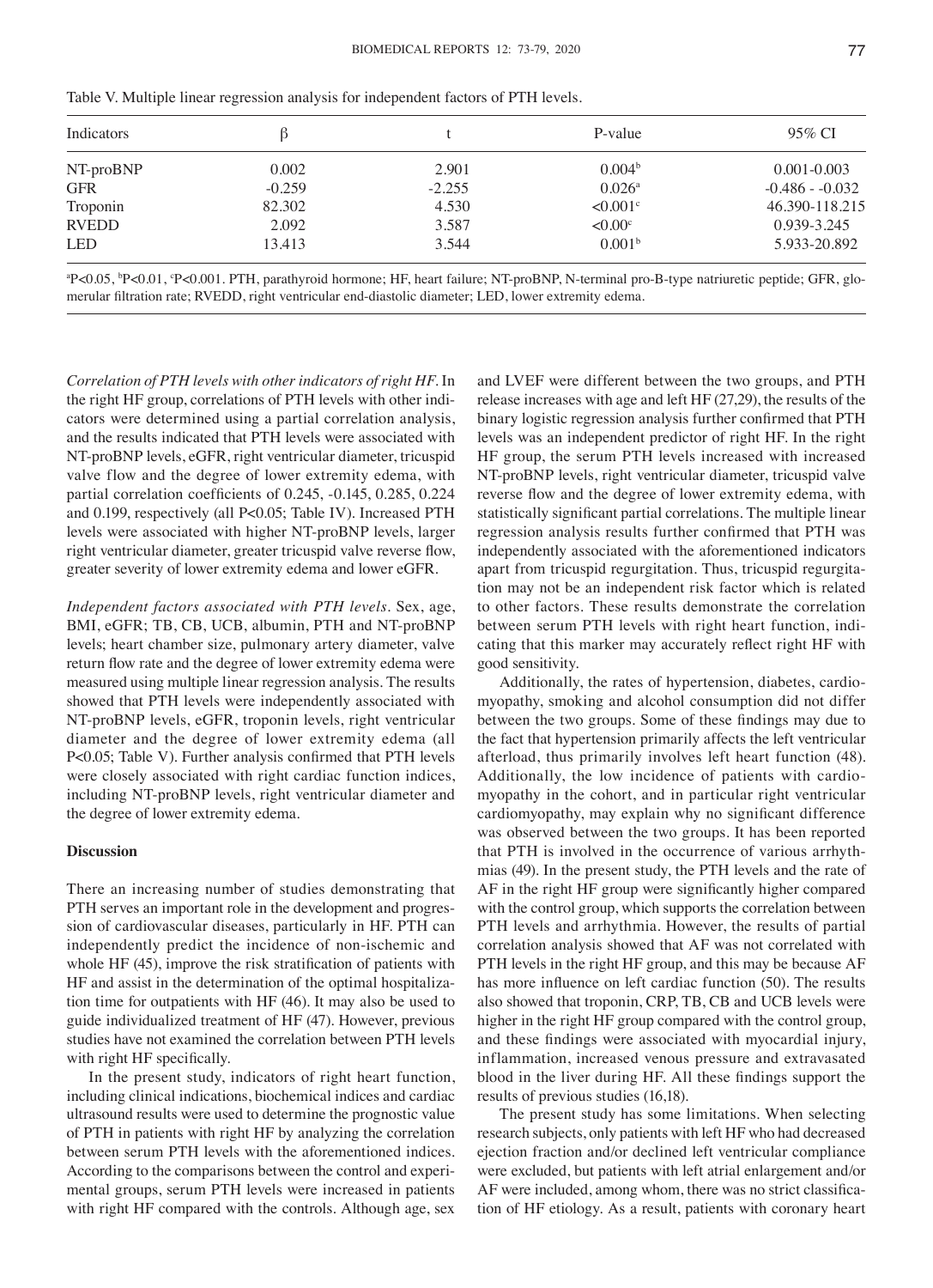Table V. Multiple linear regression analysis for independent factors of PTH levels.

| Indicators | β | t | P-value | 95% CI |
|---|---|---|---|---|
| NT-proBNP | 0.002 | 2.901 | 0.004[b] | 0.001-0.003 |
| GFR | -0.259 | -2.255 | 0.026[a] | -0.486 - -0.032 |
| Troponin | 82.302 | 4.530 | <0.001[c] | 46.390-118.215 |
| RVEDD | 2.092 | 3.587 | <0.00[c] | 0.939-3.245 |
| LED | 13.413 | 3.544 | 0.001[b] | 5.933-20.892 |

[a]P<0.05, [b]P<0.01, [c]P<0.001. PTH, parathyroid hormone; HF, heart failure; NT-proBNP, N-terminal pro-B-type natriuretic peptide; GFR, glomerular filtration rate; RVEDD, right ventricular end-diastolic diameter; LED, lower extremity edema.

*Correlation of PTH levels with other indicators of right HF.* In the right HF group, correlations of PTH levels with other indicators were determined using a partial correlation analysis, and the results indicated that PTH levels were associated with NT-proBNP levels, eGFR, right ventricular diameter, tricuspid valve flow and the degree of lower extremity edema, with partial correlation coefficients of 0.245, -0.145, 0.285, 0.224 and 0.199, respectively (all P<0.05; Table IV). Increased PTH levels were associated with higher NT-proBNP levels, larger right ventricular diameter, greater tricuspid valve reverse flow, greater severity of lower extremity edema and lower eGFR.

*Independent factors associated with PTH levels.* Sex, age, BMI, eGFR; TB, CB, UCB, albumin, PTH and NT-proBNP levels; heart chamber size, pulmonary artery diameter, valve return flow rate and the degree of lower extremity edema were measured using multiple linear regression analysis. The results showed that PTH levels were independently associated with NT-proBNP levels, eGFR, troponin levels, right ventricular diameter and the degree of lower extremity edema (all P<0.05; Table V). Further analysis confirmed that PTH levels were closely associated with right cardiac function indices, including NT-proBNP levels, right ventricular diameter and the degree of lower extremity edema.

## Discussion

There an increasing number of studies demonstrating that PTH serves an important role in the development and progression of cardiovascular diseases, particularly in HF. PTH can independently predict the incidence of non-ischemic and whole HF (45), improve the risk stratification of patients with HF and assist in the determination of the optimal hospitalization time for outpatients with HF (46). It may also be used to guide individualized treatment of HF (47). However, previous studies have not examined the correlation between PTH levels with right HF specifically.

In the present study, indicators of right heart function, including clinical indications, biochemical indices and cardiac ultrasound results were used to determine the prognostic value of PTH in patients with right HF by analyzing the correlation between serum PTH levels with the aforementioned indices. According to the comparisons between the control and experimental groups, serum PTH levels were increased in patients with right HF compared with the controls. Although age, sex and LVEF were different between the two groups, and PTH release increases with age and left HF (27,29), the results of the binary logistic regression analysis further confirmed that PTH levels was an independent predictor of right HF. In the right HF group, the serum PTH levels increased with increased NT-proBNP levels, right ventricular diameter, tricuspid valve reverse flow and the degree of lower extremity edema, with statistically significant partial correlations. The multiple linear regression analysis results further confirmed that PTH was independently associated with the aforementioned indicators apart from tricuspid regurgitation. Thus, tricuspid regurgitation may not be an independent risk factor which is related to other factors. These results demonstrate the correlation between serum PTH levels with right heart function, indicating that this marker may accurately reflect right HF with good sensitivity.

Additionally, the rates of hypertension, diabetes, cardiomyopathy, smoking and alcohol consumption did not differ between the two groups. Some of these findings may due to the fact that hypertension primarily affects the left ventricular afterload, thus primarily involves left heart function (48). Additionally, the low incidence of patients with cardiomyopathy in the cohort, and in particular right ventricular cardiomyopathy, may explain why no significant difference was observed between the two groups. It has been reported that PTH is involved in the occurrence of various arrhythmias (49). In the present study, the PTH levels and the rate of AF in the right HF group were significantly higher compared with the control group, which supports the correlation between PTH levels and arrhythmia. However, the results of partial correlation analysis showed that AF was not correlated with PTH levels in the right HF group, and this may be because AF has more influence on left cardiac function (50). The results also showed that troponin, CRP, TB, CB and UCB levels were higher in the right HF group compared with the control group, and these findings were associated with myocardial injury, inflammation, increased venous pressure and extravasated blood in the liver during HF. All these findings support the results of previous studies (16,18).

The present study has some limitations. When selecting research subjects, only patients with left HF who had decreased ejection fraction and/or declined left ventricular compliance were excluded, but patients with left atrial enlargement and/or AF were included, among whom, there was no strict classification of HF etiology. As a result, patients with coronary heart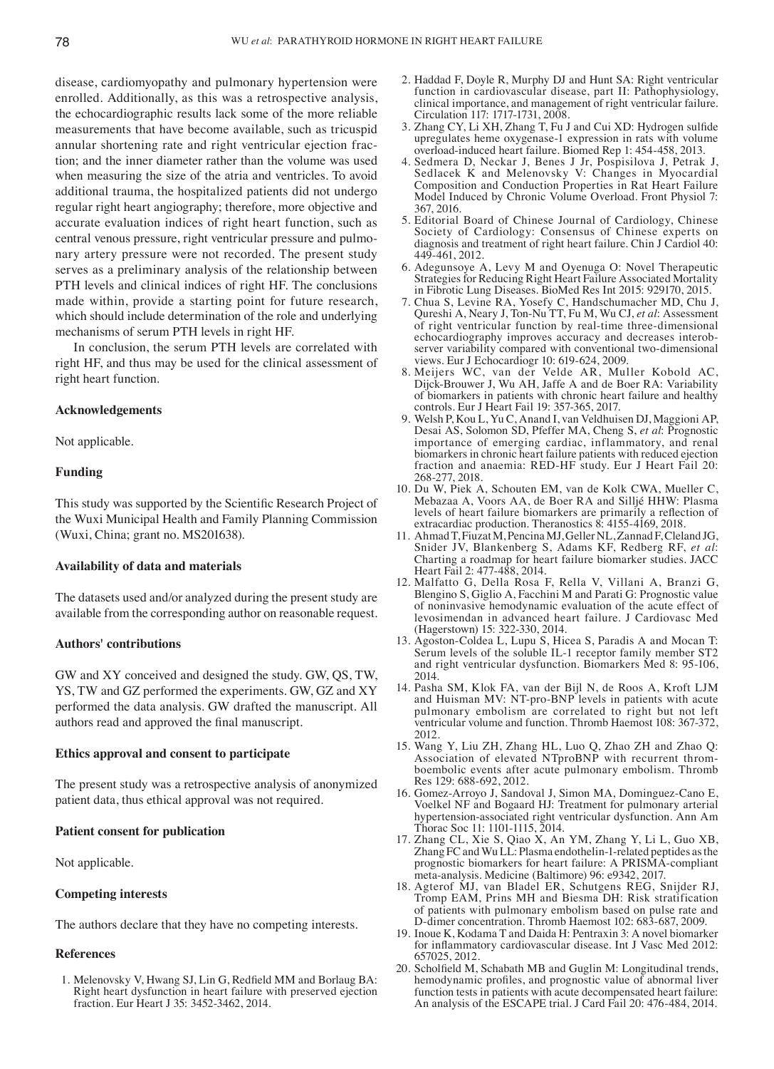disease, cardiomyopathy and pulmonary hypertension were enrolled. Additionally, as this was a retrospective analysis, the echocardiographic results lack some of the more reliable measurements that have become available, such as tricuspid annular shortening rate and right ventricular ejection fraction; and the inner diameter rather than the volume was used when measuring the size of the atria and ventricles. To avoid additional trauma, the hospitalized patients did not undergo regular right heart angiography; therefore, more objective and accurate evaluation indices of right heart function, such as central venous pressure, right ventricular pressure and pulmonary artery pressure were not recorded. The present study serves as a preliminary analysis of the relationship between PTH levels and clinical indices of right HF. The conclusions made within, provide a starting point for future research, which should include determination of the role and underlying mechanisms of serum PTH levels in right HF.

In conclusion, the serum PTH levels are correlated with right HF, and thus may be used for the clinical assessment of right heart function.

## Acknowledgements

Not applicable.

## Funding

This study was supported by the Scientific Research Project of the Wuxi Municipal Health and Family Planning Commission (Wuxi, China; grant no. MS201638).

## Availability of data and materials

The datasets used and/or analyzed during the present study are available from the corresponding author on reasonable request.

## Authors' contributions

GW and XY conceived and designed the study. GW, QS, TW, YS, TW and GZ performed the experiments. GW, GZ and XY performed the data analysis. GW drafted the manuscript. All authors read and approved the final manuscript.

## Ethics approval and consent to participate

The present study was a retrospective analysis of anonymized patient data, thus ethical approval was not required.

## Patient consent for publication

Not applicable.

## Competing interests

The authors declare that they have no competing interests.

## References

1. Melenovsky V, Hwang SJ, Lin G, Redfield MM and Borlaug BA: Right heart dysfunction in heart failure with preserved ejection fraction. Eur Heart J 35: 3452-3462, 2014.
2. Haddad F, Doyle R, Murphy DJ and Hunt SA: Right ventricular function in cardiovascular disease, part II: Pathophysiology, clinical importance, and management of right ventricular failure. Circulation 117: 1717-1731, 2008.
3. Zhang CY, Li XH, Zhang T, Fu J and Cui XD: Hydrogen sulfide upregulates heme oxygenase-1 expression in rats with volume overload-induced heart failure. Biomed Rep 1: 454-458, 2013.
4. Sedmera D, Neckar J, Benes J Jr, Pospisilova J, Petrak J, Sedlacek K and Melenovsky V: Changes in Myocardial Composition and Conduction Properties in Rat Heart Failure Model Induced by Chronic Volume Overload. Front Physiol 7: 367, 2016.
5. Editorial Board of Chinese Journal of Cardiology, Chinese Society of Cardiology: Consensus of Chinese experts on diagnosis and treatment of right heart failure. Chin J Cardiol 40: 449-461, 2012.
6. Adegunsoye A, Levy M and Oyenuga O: Novel Therapeutic Strategies for Reducing Right Heart Failure Associated Mortality in Fibrotic Lung Diseases. BioMed Res Int 2015: 929170, 2015.
7. Chua S, Levine RA, Yosefy C, Handschumacher MD, Chu J, Qureshi A, Neary J, Ton-Nu TT, Fu M, Wu CJ, *et al*: Assessment of right ventricular function by real-time three-dimensional echocardiography improves accuracy and decreases interobserver variability compared with conventional two-dimensional views. Eur J Echocardiogr 10: 619-624, 2009.
8. Meijers WC, van der Velde AR, Muller Kobold AC, Dijck-Brouwer J, Wu AH, Jaffe A and de Boer RA: Variability of biomarkers in patients with chronic heart failure and healthy controls. Eur J Heart Fail 19: 357-365, 2017.
9. Welsh P, Kou L, Yu C, Anand I, van Veldhuisen DJ, Maggioni AP, Desai AS, Solomon SD, Pfeffer MA, Cheng S, *et al*: Prognostic importance of emerging cardiac, inflammatory, and renal biomarkers in chronic heart failure patients with reduced ejection fraction and anaemia: RED-HF study. Eur J Heart Fail 20: 268-277, 2018.
10. Du W, Piek A, Schouten EM, van de Kolk CWA, Mueller C, Mebazaa A, Voors AA, de Boer RA and Silljé HHW: Plasma levels of heart failure biomarkers are primarily a reflection of extracardiac production. Theranostics 8: 4155-4169, 2018.
11. Ahmad T, Fiuzat M, Pencina MJ, Geller NL, Zannad F, Cleland JG, Snider JV, Blankenberg S, Adams KF, Redberg RF, *et al*: Charting a roadmap for heart failure biomarker studies. JACC Heart Fail 2: 477-488, 2014.
12. Malfatto G, Della Rosa F, Rella V, Villani A, Branzi G, Blengino S, Giglio A, Facchini M and Parati G: Prognostic value of noninvasive hemodynamic evaluation of the acute effect of levosimendan in advanced heart failure. J Cardiovasc Med (Hagerstown) 15: 322-330, 2014.
13. Agoston-Coldea L, Lupu S, Hicea S, Paradis A and Mocan T: Serum levels of the soluble IL-1 receptor family member ST2 and right ventricular dysfunction. Biomarkers Med 8: 95-106, 2014.
14. Pasha SM, Klok FA, van der Bijl N, de Roos A, Kroft LJM and Huisman MV: NT-pro-BNP levels in patients with acute pulmonary embolism are correlated to right but not left ventricular volume and function. Thromb Haemost 108: 367-372, 2012.
15. Wang Y, Liu ZH, Zhang HL, Luo Q, Zhao ZH and Zhao Q: Association of elevated NTproBNP with recurrent thromboembolic events after acute pulmonary embolism. Thromb Res 129: 688-692, 2012.
16. Gomez-Arroyo J, Sandoval J, Simon MA, Dominguez-Cano E, Voelkel NF and Bogaard HJ: Treatment for pulmonary arterial hypertension-associated right ventricular dysfunction. Ann Am Thorac Soc 11: 1101-1115, 2014.
17. Zhang CL, Xie S, Qiao X, An YM, Zhang Y, Li L, Guo XB, Zhang FC and Wu LL: Plasma endothelin-1-related peptides as the prognostic biomarkers for heart failure: A PRISMA-compliant meta-analysis. Medicine (Baltimore) 96: e9342, 2017.
18. Agterof MJ, van Bladel ER, Schutgens REG, Snijder RJ, Tromp EAM, Prins MH and Biesma DH: Risk stratification of patients with pulmonary embolism based on pulse rate and D-dimer concentration. Thromb Haemost 102: 683-687, 2009.
19. Inoue K, Kodama T and Daida H: Pentraxin 3: A novel biomarker for inflammatory cardiovascular disease. Int J Vasc Med 2012: 657025, 2012.
20. Scholfield M, Schabath MB and Guglin M: Longitudinal trends, hemodynamic profiles, and prognostic value of abnormal liver function tests in patients with acute decompensated heart failure: An analysis of the ESCAPE trial. J Card Fail 20: 476-484, 2014.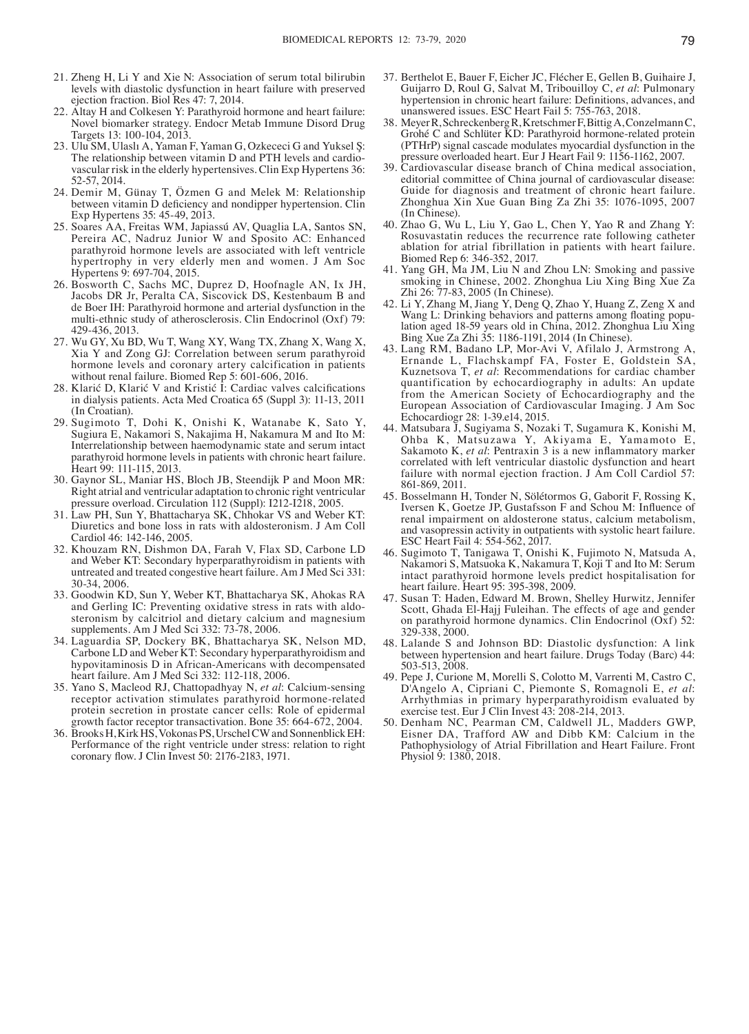21. Zheng H, Li Y and Xie N: Association of serum total bilirubin levels with diastolic dysfunction in heart failure with preserved ejection fraction. Biol Res 47: 7, 2014.
22. Altay H and Colkesen Y: Parathyroid hormone and heart failure: Novel biomarker strategy. Endocr Metab Immune Disord Drug Targets 13: 100-104, 2013.
23. Ulu SM, Ulaslı A, Yaman F, Yaman G, Ozkececi G and Yuksel Ş: The relationship between vitamin D and PTH levels and cardiovascular risk in the elderly hypertensives. Clin Exp Hypertens 36: 52-57, 2014.
24. Demir M, Günay T, Özmen G and Melek M: Relationship between vitamin D deficiency and nondipper hypertension. Clin Exp Hypertens 35: 45-49, 2013.
25. Soares AA, Freitas WM, Japiassú AV, Quaglia LA, Santos SN, Pereira AC, Nadruz Junior W and Sposito AC: Enhanced parathyroid hormone levels are associated with left ventricle hypertrophy in very elderly men and women. J Am Soc Hypertens 9: 697-704, 2015.
26. Bosworth C, Sachs MC, Duprez D, Hoofnagle AN, Ix JH, Jacobs DR Jr, Peralta CA, Siscovick DS, Kestenbaum B and de Boer IH: Parathyroid hormone and arterial dysfunction in the multi-ethnic study of atherosclerosis. Clin Endocrinol (Oxf) 79: 429-436, 2013.
27. Wu GY, Xu BD, Wu T, Wang XY, Wang TX, Zhang X, Wang X, Xia Y and Zong GJ: Correlation between serum parathyroid hormone levels and coronary artery calcification in patients without renal failure. Biomed Rep 5: 601-606, 2016.
28. Klarić D, Klarić V and Kristić I: Cardiac valves calcifications in dialysis patients. Acta Med Croatica 65 (Suppl 3): 11-13, 2011 (In Croatian).
29. Sugimoto T, Dohi K, Onishi K, Watanabe K, Sato Y, Sugiura E, Nakamori S, Nakajima H, Nakamura M and Ito M: Interrelationship between haemodynamic state and serum intact parathyroid hormone levels in patients with chronic heart failure. Heart 99: 111-115, 2013.
30. Gaynor SL, Maniar HS, Bloch JB, Steendijk P and Moon MR: Right atrial and ventricular adaptation to chronic right ventricular pressure overload. Circulation 112 (Suppl): I212-I218, 2005.
31. Law PH, Sun Y, Bhattacharya SK, Chhokar VS and Weber KT: Diuretics and bone loss in rats with aldosteronism. J Am Coll Cardiol 46: 142-146, 2005.
32. Khouzam RN, Dishmon DA, Farah V, Flax SD, Carbone LD and Weber KT: Secondary hyperparathyroidism in patients with untreated and treated congestive heart failure. Am J Med Sci 331: 30-34, 2006.
33. Goodwin KD, Sun Y, Weber KT, Bhattacharya SK, Ahokas RA and Gerling IC: Preventing oxidative stress in rats with aldosteronism by calcitriol and dietary calcium and magnesium supplements. Am J Med Sci 332: 73-78, 2006.
34. Laguardia SP, Dockery BK, Bhattacharya SP, Nelson MD, Carbone LD and Weber KT: Secondary hyperparathyroidism and hypovitaminosis D in African-Americans with decompensated heart failure. Am J Med Sci 332: 112-118, 2006.
35. Yano S, Macleod RJ, Chattopadhyay N, *et al*: Calcium-sensing receptor activation stimulates parathyroid hormone-related protein secretion in prostate cancer cells: Role of epidermal growth factor receptor transactivation. Bone 35: 664-672, 2004.
36. Brooks H, Kirk HS, Vokonas PS, Urschel CW and Sonnenblick EH: Performance of the right ventricle under stress: relation to right coronary flow. J Clin Invest 50: 2176-2183, 1971.
37. Berthelot E, Bauer F, Eicher JC, Flécher E, Gellen B, Guihaire J, Guijarro D, Roul G, Salvat M, Tribouilloy C, *et al*: Pulmonary hypertension in chronic heart failure: Definitions, advances, and unanswered issues. ESC Heart Fail 5: 755-763, 2018.
38. Meyer R, Schreckenberg R, Kretschmer F, Bittig A, Conzelmann C, Grohé C and Schlüter KD: Parathyroid hormone-related protein (PTHrP) signal cascade modulates myocardial dysfunction in the pressure overloaded heart. Eur J Heart Fail 9: 1156-1162, 2007.
39. Cardiovascular disease branch of China medical association, editorial committee of China journal of cardiovascular disease: Guide for diagnosis and treatment of chronic heart failure. Zhonghua Xin Xue Guan Bing Za Zhi 35: 1076-1095, 2007 (In Chinese).
40. Zhao G, Wu L, Liu Y, Gao L, Chen Y, Yao R and Zhang Y: Rosuvastatin reduces the recurrence rate following catheter ablation for atrial fibrillation in patients with heart failure. Biomed Rep 6: 346-352, 2017.
41. Yang GH, Ma JM, Liu N and Zhou LN: Smoking and passive smoking in Chinese, 2002. Zhonghua Liu Xing Bing Xue Za Zhi 26: 77-83, 2005 (In Chinese).
42. Li Y, Zhang M, Jiang Y, Deng Q, Zhao Y, Huang Z, Zeng X and Wang L: Drinking behaviors and patterns among floating population aged 18-59 years old in China, 2012. Zhonghua Liu Xing Bing Xue Za Zhi 35: 1186-1191, 2014 (In Chinese).
43. Lang RM, Badano LP, Mor-Avi V, Afilalo J, Armstrong A, Ernande L, Flachskampf FA, Foster E, Goldstein SA, Kuznetsova T, *et al*: Recommendations for cardiac chamber quantification by echocardiography in adults: An update from the American Society of Echocardiography and the European Association of Cardiovascular Imaging. J Am Soc Echocardiogr 28: 1-39.e14, 2015.
44. Matsubara J, Sugiyama S, Nozaki T, Sugamura K, Konishi M, Ohba K, Matsuzawa Y, Akiyama E, Yamamoto E, Sakamoto K, *et al*: Pentraxin 3 is a new inflammatory marker correlated with left ventricular diastolic dysfunction and heart failure with normal ejection fraction. J Am Coll Cardiol 57: 861-869, 2011.
45. Bosselmann H, Tonder N, Sölétormos G, Gaborit F, Rossing K, Iversen K, Goetze JP, Gustafsson F and Schou M: Influence of renal impairment on aldosterone status, calcium metabolism, and vasopressin activity in outpatients with systolic heart failure. ESC Heart Fail 4: 554-562, 2017.
46. Sugimoto T, Tanigawa T, Onishi K, Fujimoto N, Matsuda A, Nakamori S, Matsuoka K, Nakamura T, Koji T and Ito M: Serum intact parathyroid hormone levels predict hospitalisation for heart failure. Heart 95: 395-398, 2009.
47. Susan T: Haden, Edward M. Brown, Shelley Hurwitz, Jennifer Scott, Ghada El-Hajj Fuleihan. The effects of age and gender on parathyroid hormone dynamics. Clin Endocrinol (Oxf) 52: 329-338, 2000.
48. Lalande S and Johnson BD: Diastolic dysfunction: A link between hypertension and heart failure. Drugs Today (Barc) 44: 503-513, 2008.
49. Pepe J, Curione M, Morelli S, Colotto M, Varrenti M, Castro C, D'Angelo A, Cipriani C, Piemonte S, Romagnoli E, *et al*: Arrhythmias in primary hyperparathyroidism evaluated by exercise test. Eur J Clin Invest 43: 208-214, 2013.
50. Denham NC, Pearman CM, Caldwell JL, Madders GWP, Eisner DA, Trafford AW and Dibb KM: Calcium in the Pathophysiology of Atrial Fibrillation and Heart Failure. Front Physiol 9: 1380, 2018.